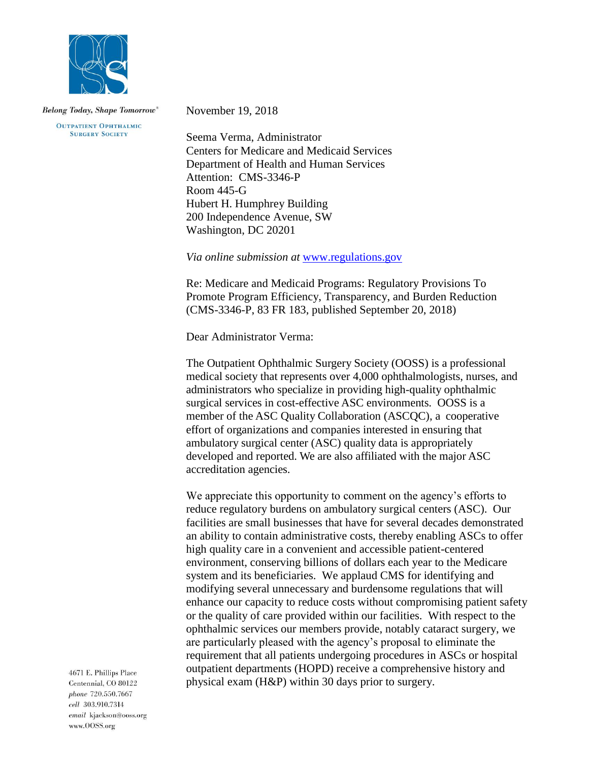Belong Today, Shape Tomorrow®

OUTPATIENT OPHTHALMIC SURGERY SOCIETY

November 19, 2018

Seema Verma, Administrator
Centers for Medicare and Medicaid Services
Department of Health and Human Services
Attention: CMS-3346-P
Room 445-G
Hubert H. Humphrey Building
200 Independence Avenue, SW
Washington, DC 20201

*Via online submission at* www.regulations.gov

Re: Medicare and Medicaid Programs: Regulatory Provisions To Promote Program Efficiency, Transparency, and Burden Reduction (CMS-3346-P, 83 FR 183, published September 20, 2018)

Dear Administrator Verma:

The Outpatient Ophthalmic Surgery Society (OOSS) is a professional medical society that represents over 4,000 ophthalmologists, nurses, and administrators who specialize in providing high-quality ophthalmic surgical services in cost-effective ASC environments. OOSS is a member of the ASC Quality Collaboration (ASCQC), a cooperative effort of organizations and companies interested in ensuring that ambulatory surgical center (ASC) quality data is appropriately developed and reported. We are also affiliated with the major ASC accreditation agencies.

We appreciate this opportunity to comment on the agency's efforts to reduce regulatory burdens on ambulatory surgical centers (ASC). Our facilities are small businesses that have for several decades demonstrated an ability to contain administrative costs, thereby enabling ASCs to offer high quality care in a convenient and accessible patient-centered environment, conserving billions of dollars each year to the Medicare system and its beneficiaries. We applaud CMS for identifying and modifying several unnecessary and burdensome regulations that will enhance our capacity to reduce costs without compromising patient safety or the quality of care provided within our facilities. With respect to the ophthalmic services our members provide, notably cataract surgery, we are particularly pleased with the agency's proposal to eliminate the requirement that all patients undergoing procedures in ASCs or hospital outpatient departments (HOPD) receive a comprehensive history and physical exam (H&P) within 30 days prior to surgery.

4671 E. Phillips Place
Centennial, CO 80122
*phone* 720.550.7667
*cell* 303.910.7314
*email* kjackson@ooss.org
www.OOSS.org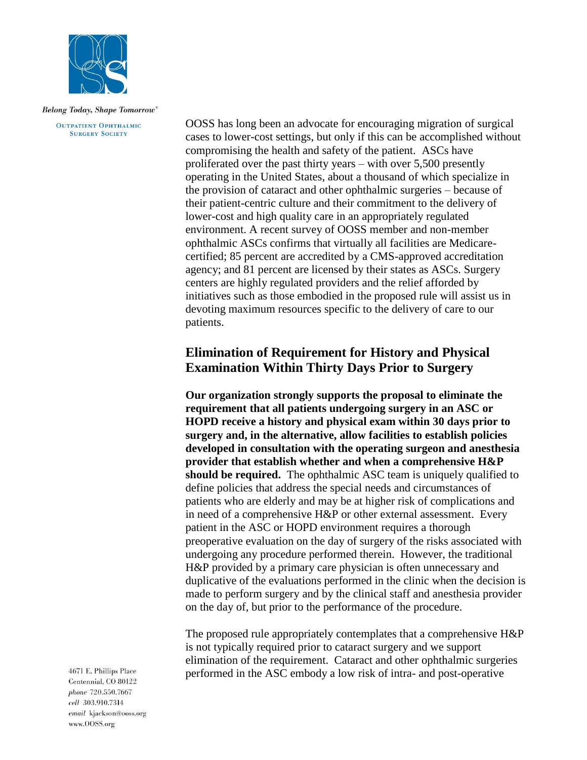OOSS has long been an advocate for encouraging migration of surgical cases to lower-cost settings, but only if this can be accomplished without compromising the health and safety of the patient. ASCs have proliferated over the past thirty years – with over 5,500 presently operating in the United States, about a thousand of which specialize in the provision of cataract and other ophthalmic surgeries – because of their patient-centric culture and their commitment to the delivery of lower-cost and high quality care in an appropriately regulated environment. A recent survey of OOSS member and non-member ophthalmic ASCs confirms that virtually all facilities are Medicare-certified; 85 percent are accredited by a CMS-approved accreditation agency; and 81 percent are licensed by their states as ASCs. Surgery centers are highly regulated providers and the relief afforded by initiatives such as those embodied in the proposed rule will assist us in devoting maximum resources specific to the delivery of care to our patients.

## Elimination of Requirement for History and Physical Examination Within Thirty Days Prior to Surgery

**Our organization strongly supports the proposal to eliminate the requirement that all patients undergoing surgery in an ASC or HOPD receive a history and physical exam within 30 days prior to surgery and, in the alternative, allow facilities to establish policies developed in consultation with the operating surgeon and anesthesia provider that establish whether and when a comprehensive H&P should be required.** The ophthalmic ASC team is uniquely qualified to define policies that address the special needs and circumstances of patients who are elderly and may be at higher risk of complications and in need of a comprehensive H&P or other external assessment. Every patient in the ASC or HOPD environment requires a thorough preoperative evaluation on the day of surgery of the risks associated with undergoing any procedure performed therein. However, the traditional H&P provided by a primary care physician is often unnecessary and duplicative of the evaluations performed in the clinic when the decision is made to perform surgery and by the clinical staff and anesthesia provider on the day of, but prior to the performance of the procedure.

The proposed rule appropriately contemplates that a comprehensive H&P is not typically required prior to cataract surgery and we support elimination of the requirement. Cataract and other ophthalmic surgeries performed in the ASC embody a low risk of intra- and post-operative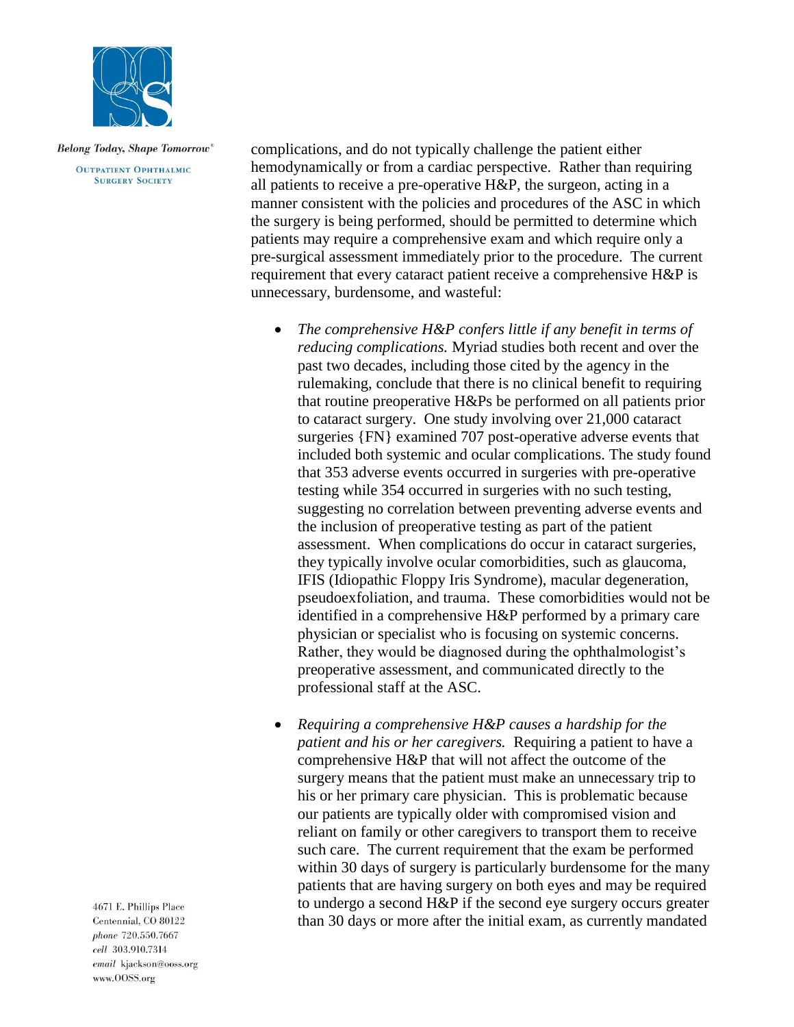complications, and do not typically challenge the patient either hemodynamically or from a cardiac perspective. Rather than requiring all patients to receive a pre-operative H&P, the surgeon, acting in a manner consistent with the policies and procedures of the ASC in which the surgery is being performed, should be permitted to determine which patients may require a comprehensive exam and which require only a pre-surgical assessment immediately prior to the procedure. The current requirement that every cataract patient receive a comprehensive H&P is unnecessary, burdensome, and wasteful:

- *The comprehensive H&P confers little if any benefit in terms of reducing complications.* Myriad studies both recent and over the past two decades, including those cited by the agency in the rulemaking, conclude that there is no clinical benefit to requiring that routine preoperative H&Ps be performed on all patients prior to cataract surgery. One study involving over 21,000 cataract surgeries {FN} examined 707 post-operative adverse events that included both systemic and ocular complications. The study found that 353 adverse events occurred in surgeries with pre-operative testing while 354 occurred in surgeries with no such testing, suggesting no correlation between preventing adverse events and the inclusion of preoperative testing as part of the patient assessment. When complications do occur in cataract surgeries, they typically involve ocular comorbidities, such as glaucoma, IFIS (Idiopathic Floppy Iris Syndrome), macular degeneration, pseudoexfoliation, and trauma. These comorbidities would not be identified in a comprehensive H&P performed by a primary care physician or specialist who is focusing on systemic concerns. Rather, they would be diagnosed during the ophthalmologist's preoperative assessment, and communicated directly to the professional staff at the ASC.

- *Requiring a comprehensive H&P causes a hardship for the patient and his or her caregivers.* Requiring a patient to have a comprehensive H&P that will not affect the outcome of the surgery means that the patient must make an unnecessary trip to his or her primary care physician. This is problematic because our patients are typically older with compromised vision and reliant on family or other caregivers to transport them to receive such care. The current requirement that the exam be performed within 30 days of surgery is particularly burdensome for the many patients that are having surgery on both eyes and may be required to undergo a second H&P if the second eye surgery occurs greater than 30 days or more after the initial exam, as currently mandated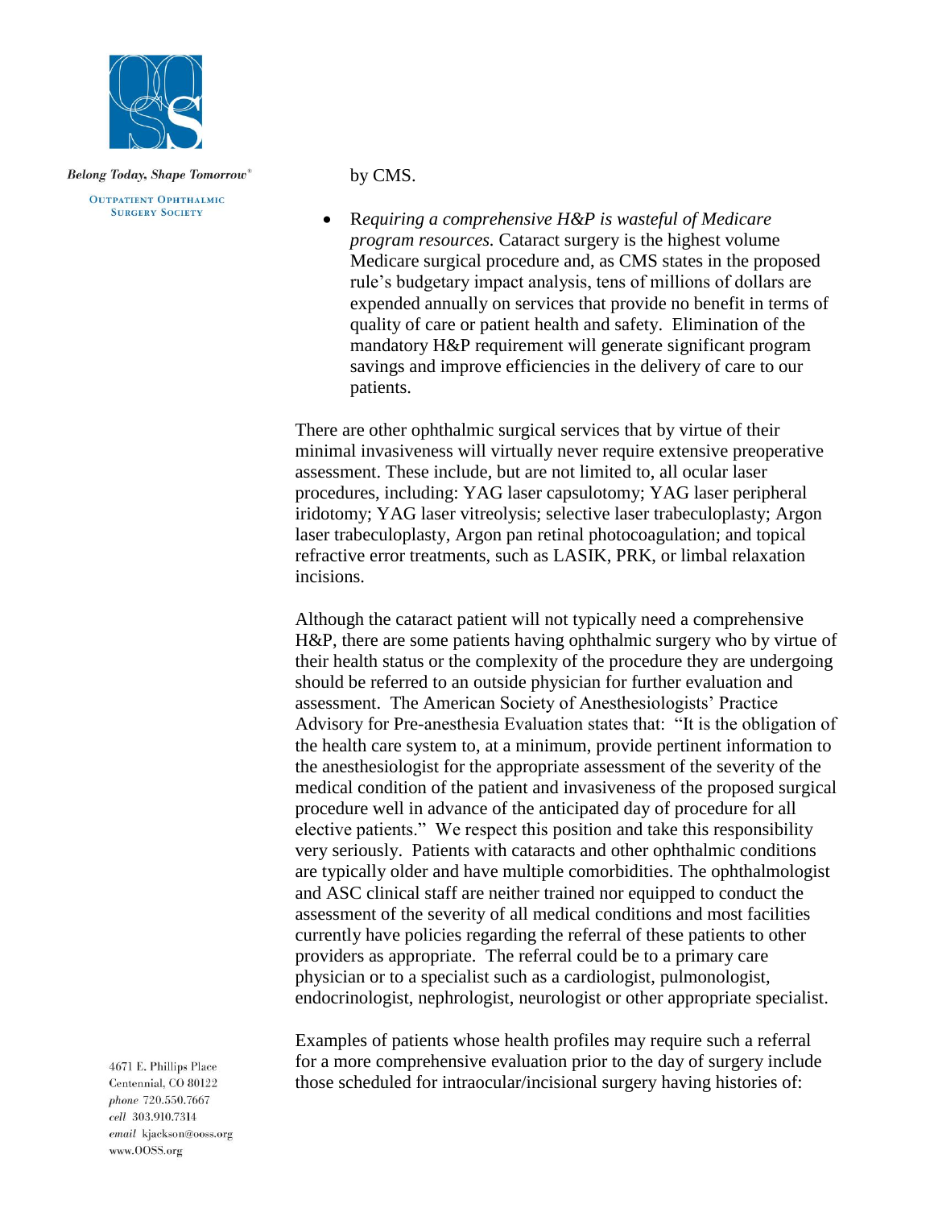by CMS.

- R*equiring a comprehensive H&P is wasteful of Medicare program resources.* Cataract surgery is the highest volume Medicare surgical procedure and, as CMS states in the proposed rule's budgetary impact analysis, tens of millions of dollars are expended annually on services that provide no benefit in terms of quality of care or patient health and safety. Elimination of the mandatory H&P requirement will generate significant program savings and improve efficiencies in the delivery of care to our patients.

There are other ophthalmic surgical services that by virtue of their minimal invasiveness will virtually never require extensive preoperative assessment. These include, but are not limited to, all ocular laser procedures, including: YAG laser capsulotomy; YAG laser peripheral iridotomy; YAG laser vitreolysis; selective laser trabeculoplasty; Argon laser trabeculoplasty, Argon pan retinal photocoagulation; and topical refractive error treatments, such as LASIK, PRK, or limbal relaxation incisions.

Although the cataract patient will not typically need a comprehensive H&P, there are some patients having ophthalmic surgery who by virtue of their health status or the complexity of the procedure they are undergoing should be referred to an outside physician for further evaluation and assessment. The American Society of Anesthesiologists' Practice Advisory for Pre-anesthesia Evaluation states that: "It is the obligation of the health care system to, at a minimum, provide pertinent information to the anesthesiologist for the appropriate assessment of the severity of the medical condition of the patient and invasiveness of the proposed surgical procedure well in advance of the anticipated day of procedure for all elective patients." We respect this position and take this responsibility very seriously. Patients with cataracts and other ophthalmic conditions are typically older and have multiple comorbidities. The ophthalmologist and ASC clinical staff are neither trained nor equipped to conduct the assessment of the severity of all medical conditions and most facilities currently have policies regarding the referral of these patients to other providers as appropriate. The referral could be to a primary care physician or to a specialist such as a cardiologist, pulmonologist, endocrinologist, nephrologist, neurologist or other appropriate specialist.

Examples of patients whose health profiles may require such a referral for a more comprehensive evaluation prior to the day of surgery include those scheduled for intraocular/incisional surgery having histories of: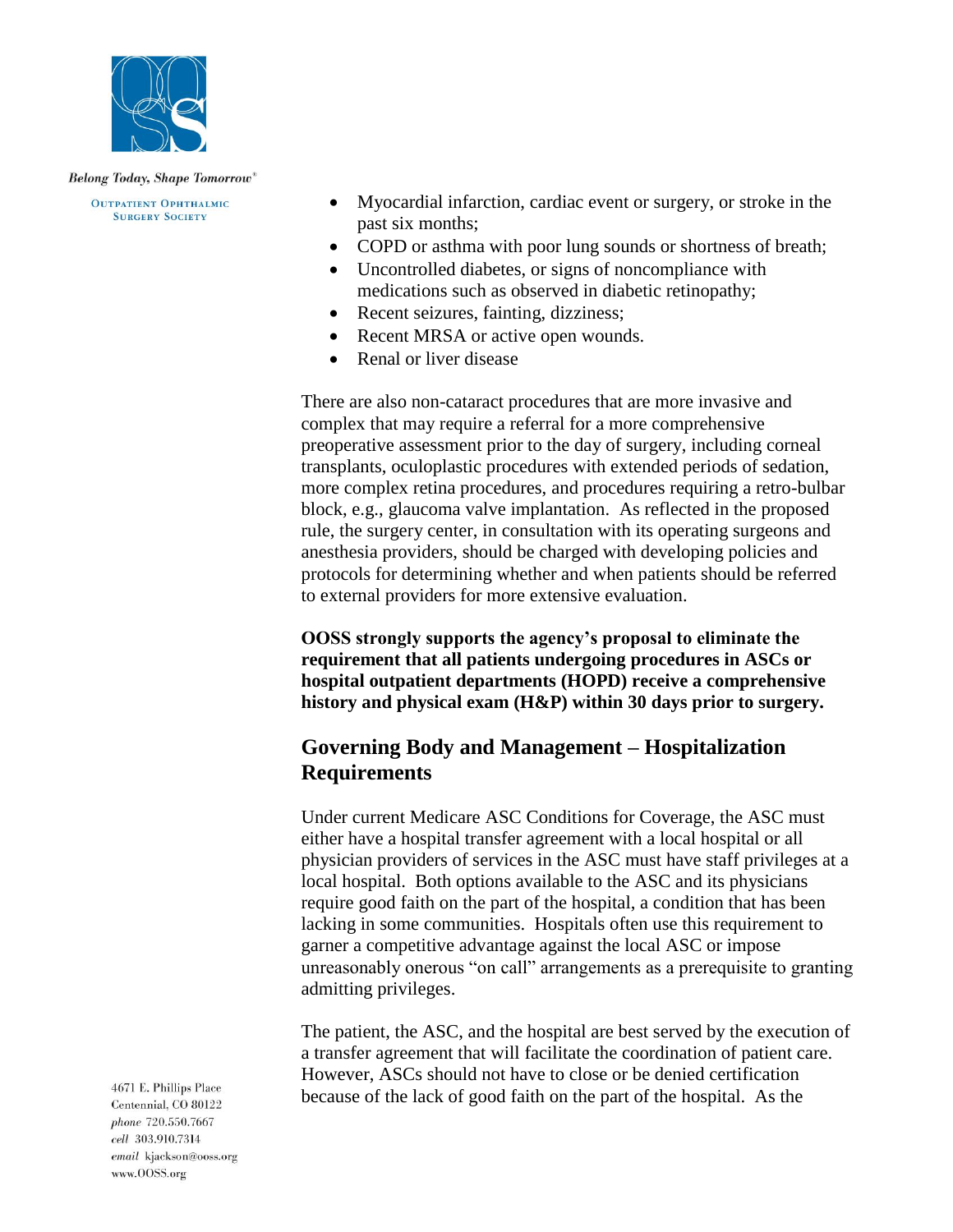- Myocardial infarction, cardiac event or surgery, or stroke in the past six months;
- COPD or asthma with poor lung sounds or shortness of breath;
- Uncontrolled diabetes, or signs of noncompliance with medications such as observed in diabetic retinopathy;
- Recent seizures, fainting, dizziness;
- Recent MRSA or active open wounds.
- Renal or liver disease

There are also non-cataract procedures that are more invasive and complex that may require a referral for a more comprehensive preoperative assessment prior to the day of surgery, including corneal transplants, oculoplastic procedures with extended periods of sedation, more complex retina procedures, and procedures requiring a retro-bulbar block, e.g., glaucoma valve implantation. As reflected in the proposed rule, the surgery center, in consultation with its operating surgeons and anesthesia providers, should be charged with developing policies and protocols for determining whether and when patients should be referred to external providers for more extensive evaluation.

**OOSS strongly supports the agency's proposal to eliminate the requirement that all patients undergoing procedures in ASCs or hospital outpatient departments (HOPD) receive a comprehensive history and physical exam (H&P) within 30 days prior to surgery.**

## Governing Body and Management – Hospitalization Requirements

Under current Medicare ASC Conditions for Coverage, the ASC must either have a hospital transfer agreement with a local hospital or all physician providers of services in the ASC must have staff privileges at a local hospital. Both options available to the ASC and its physicians require good faith on the part of the hospital, a condition that has been lacking in some communities. Hospitals often use this requirement to garner a competitive advantage against the local ASC or impose unreasonably onerous "on call" arrangements as a prerequisite to granting admitting privileges.

The patient, the ASC, and the hospital are best served by the execution of a transfer agreement that will facilitate the coordination of patient care. However, ASCs should not have to close or be denied certification because of the lack of good faith on the part of the hospital. As the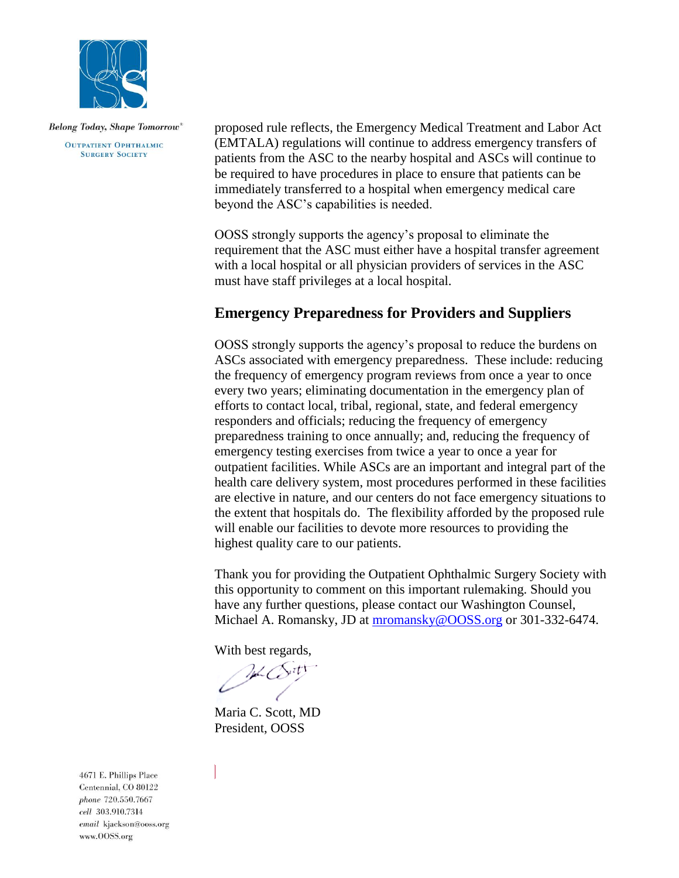Belong Today, Shape Tomorrow®

OUTPATIENT OPHTHALMIC SURGERY SOCIETY

proposed rule reflects, the Emergency Medical Treatment and Labor Act (EMTALA) regulations will continue to address emergency transfers of patients from the ASC to the nearby hospital and ASCs will continue to be required to have procedures in place to ensure that patients can be immediately transferred to a hospital when emergency medical care beyond the ASC's capabilities is needed.

OOSS strongly supports the agency's proposal to eliminate the requirement that the ASC must either have a hospital transfer agreement with a local hospital or all physician providers of services in the ASC must have staff privileges at a local hospital.

## Emergency Preparedness for Providers and Suppliers

OOSS strongly supports the agency's proposal to reduce the burdens on ASCs associated with emergency preparedness. These include: reducing the frequency of emergency program reviews from once a year to once every two years; eliminating documentation in the emergency plan of efforts to contact local, tribal, regional, state, and federal emergency responders and officials; reducing the frequency of emergency preparedness training to once annually; and, reducing the frequency of emergency testing exercises from twice a year to once a year for outpatient facilities. While ASCs are an important and integral part of the health care delivery system, most procedures performed in these facilities are elective in nature, and our centers do not face emergency situations to the extent that hospitals do. The flexibility afforded by the proposed rule will enable our facilities to devote more resources to providing the highest quality care to our patients.

Thank you for providing the Outpatient Ophthalmic Surgery Society with this opportunity to comment on this important rulemaking. Should you have any further questions, please contact our Washington Counsel, Michael A. Romansky, JD at mromansky@OOSS.org or 301-332-6474.

With best regards,

Maria C. Scott, MD
President, OOSS

4671 E. Phillips Place
Centennial, CO 80122
*phone* 720.550.7667
*cell* 303.910.7314
*email* kjackson@ooss.org
www.OOSS.org